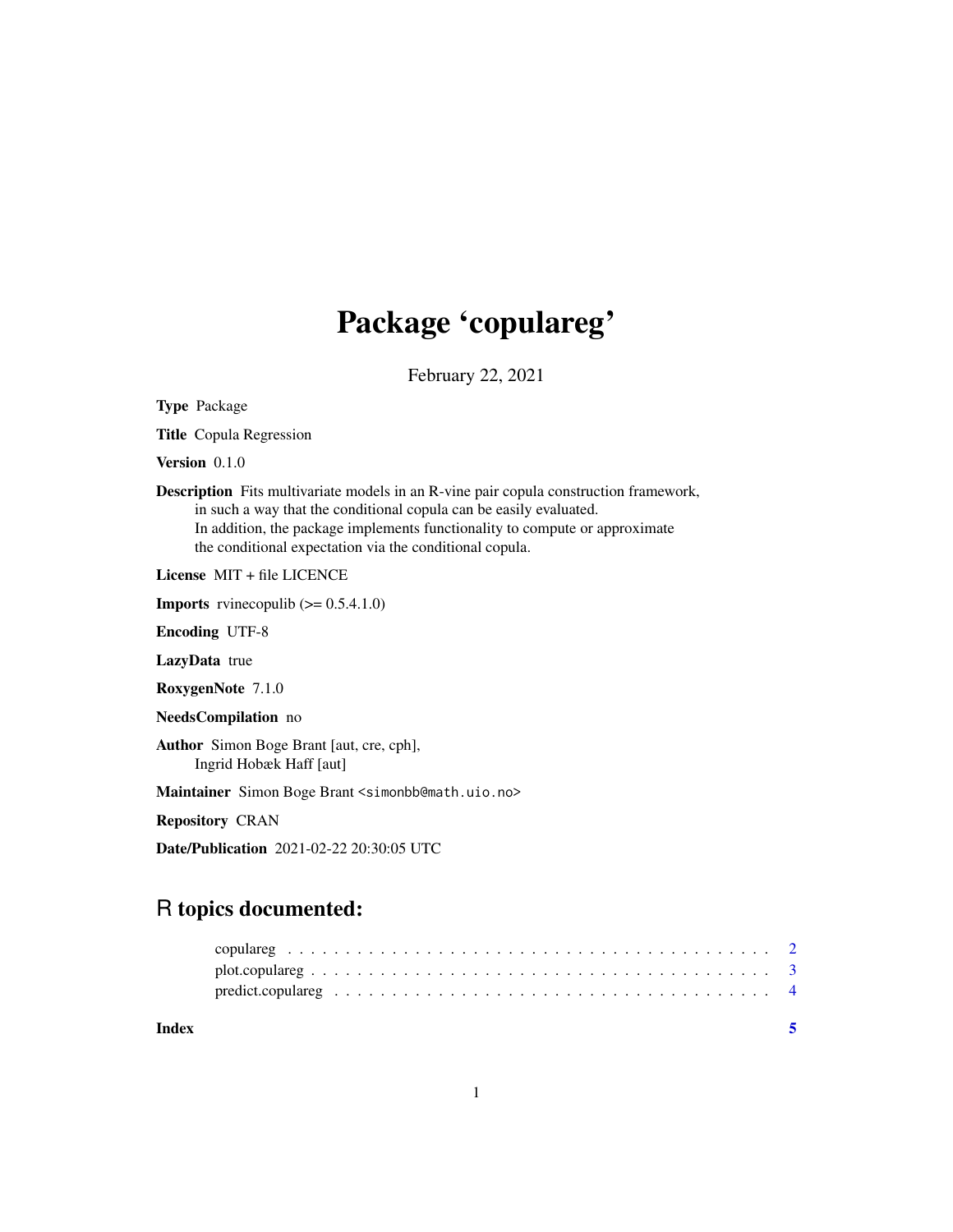# Package 'copulareg'

February 22, 2021

**Type** Package

**Title** Copula Regression

**Version** 0.1.0

**Description** Fits multivariate models in an R-vine pair copula construction framework, in such a way that the conditional copula can be easily evaluated. In addition, the package implements functionality to compute or approximate the conditional expectation via the conditional copula.

**License** MIT + file LICENCE

**Imports** rvinecopulib (>= 0.5.4.1.0)

**Encoding** UTF-8

**LazyData** true

**RoxygenNote** 7.1.0

**NeedsCompilation** no

**Author** Simon Boge Brant [aut, cre, cph], Ingrid Hobæk Haff [aut]

**Maintainer** Simon Boge Brant <simonbb@math.uio.no>

**Repository** CRAN

**Date/Publication** 2021-02-22 20:30:05 UTC

## R topics documented:

- copulareg . . . . . . . . . . 2
- plot.copulareg . . . . . . . . . . 3
- predict.copulareg . . . . . . . . . . 4

**Index** 5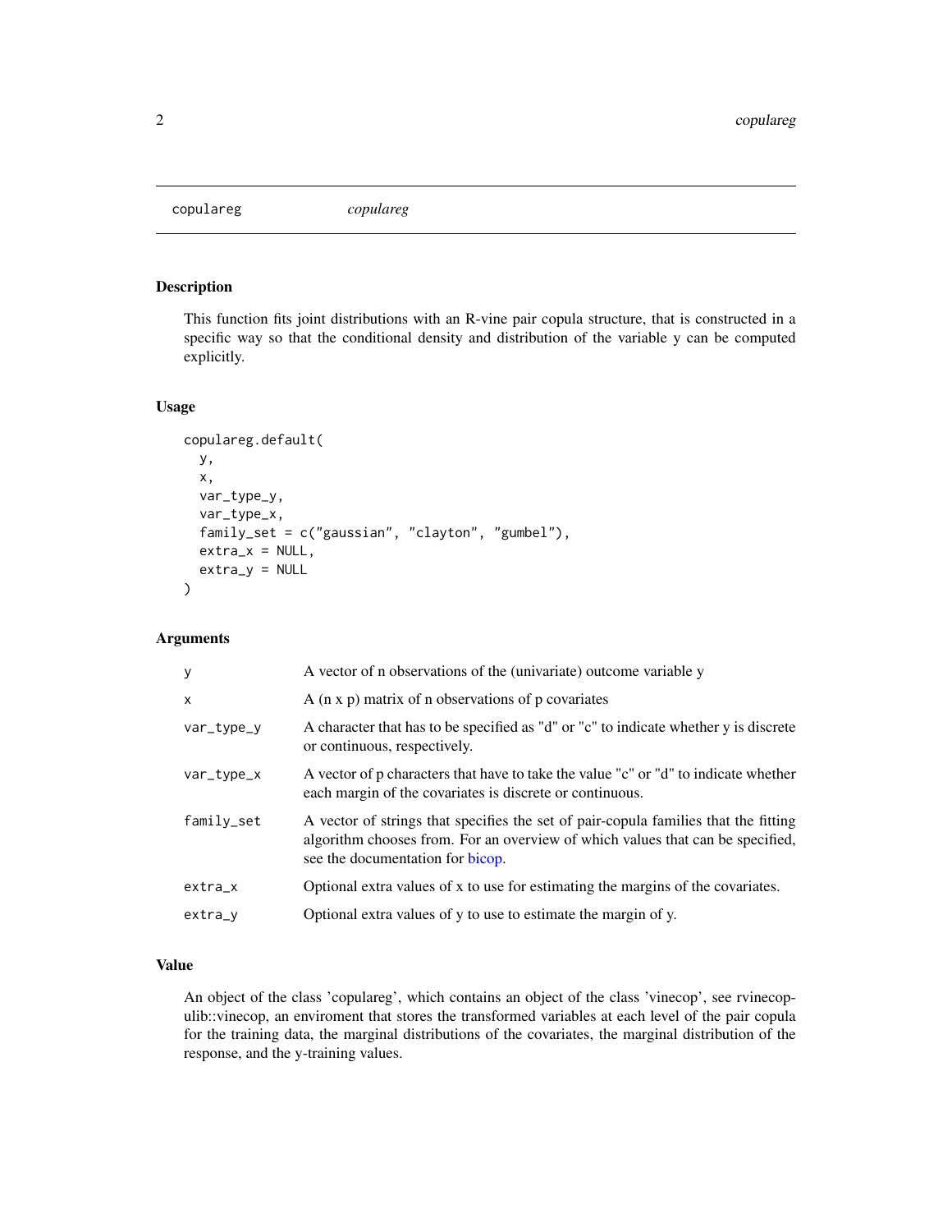## copulareg *copulareg*

### Description

This function fits joint distributions with an R-vine pair copula structure, that is constructed in a specific way so that the conditional density and distribution of the variable y can be computed explicitly.

### Usage

```
copulareg.default(
  y,
  x,
  var_type_y,
  var_type_x,
  family_set = c("gaussian", "clayton", "gumbel"),
  extra_x = NULL,
  extra_y = NULL
)
```

### Arguments

| | |
|---|---|
| `y` | A vector of n observations of the (univariate) outcome variable y |
| `x` | A (n x p) matrix of n observations of p covariates |
| `var_type_y` | A character that has to be specified as "d" or "c" to indicate whether y is discrete or continuous, respectively. |
| `var_type_x` | A vector of p characters that have to take the value "c" or "d" to indicate whether each margin of the covariates is discrete or continuous. |
| `family_set` | A vector of strings that specifies the set of pair-copula families that the fitting algorithm chooses from. For an overview of which values that can be specified, see the documentation for bicop. |
| `extra_x` | Optional extra values of x to use for estimating the margins of the covariates. |
| `extra_y` | Optional extra values of y to use to estimate the margin of y. |

### Value

An object of the class 'copulareg', which contains an object of the class 'vinecop', see rvinecopulib::vinecop, an enviroment that stores the transformed variables at each level of the pair copula for the training data, the marginal distributions of the covariates, the marginal distribution of the response, and the y-training values.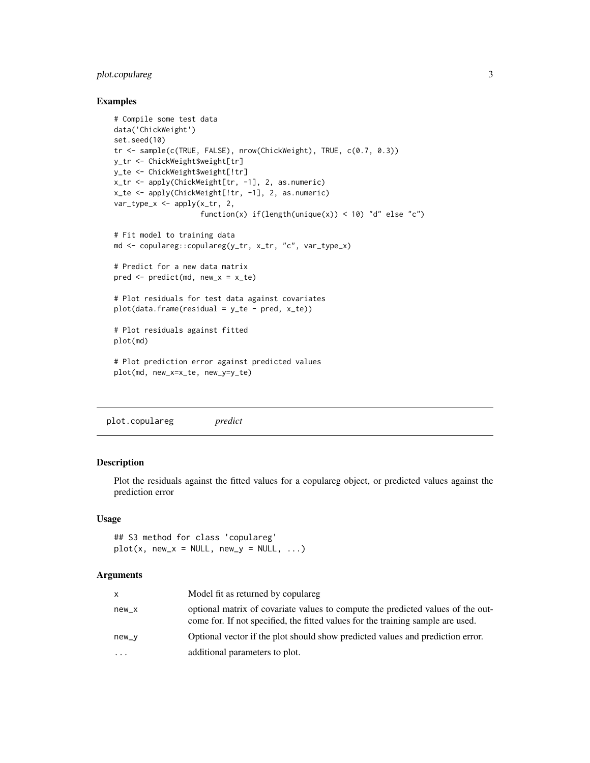### Examples

```
# Compile some test data
data('ChickWeight')
set.seed(10)
tr <- sample(c(TRUE, FALSE), nrow(ChickWeight), TRUE, c(0.7, 0.3))
y_tr <- ChickWeight$weight[tr]
y_te <- ChickWeight$weight[!tr]
x_tr <- apply(ChickWeight[tr, -1], 2, as.numeric)
x_te <- apply(ChickWeight[!tr, -1], 2, as.numeric)
var_type_x <- apply(x_tr, 2,
                    function(x) if(length(unique(x)) < 10) "d" else "c")

# Fit model to training data
md <- copulareg::copulareg(y_tr, x_tr, "c", var_type_x)

# Predict for a new data matrix
pred <- predict(md, new_x = x_te)

# Plot residuals for test data against covariates
plot(data.frame(residual = y_te - pred, x_te))

# Plot residuals against fitted
plot(md)

# Plot prediction error against predicted values
plot(md, new_x=x_te, new_y=y_te)
```

---

## plot.copulareg *predict*

### Description

Plot the residuals against the fitted values for a copulareg object, or predicted values against the prediction error

### Usage

```
## S3 method for class 'copulareg'
plot(x, new_x = NULL, new_y = NULL, ...)
```

### Arguments

| | |
|---|---|
| x | Model fit as returned by copulareg |
| new_x | optional matrix of covariate values to compute the predicted values of the outcome for. If not specified, the fitted values for the training sample are used. |
| new_y | Optional vector if the plot should show predicted values and prediction error. |
| ... | additional parameters to plot. |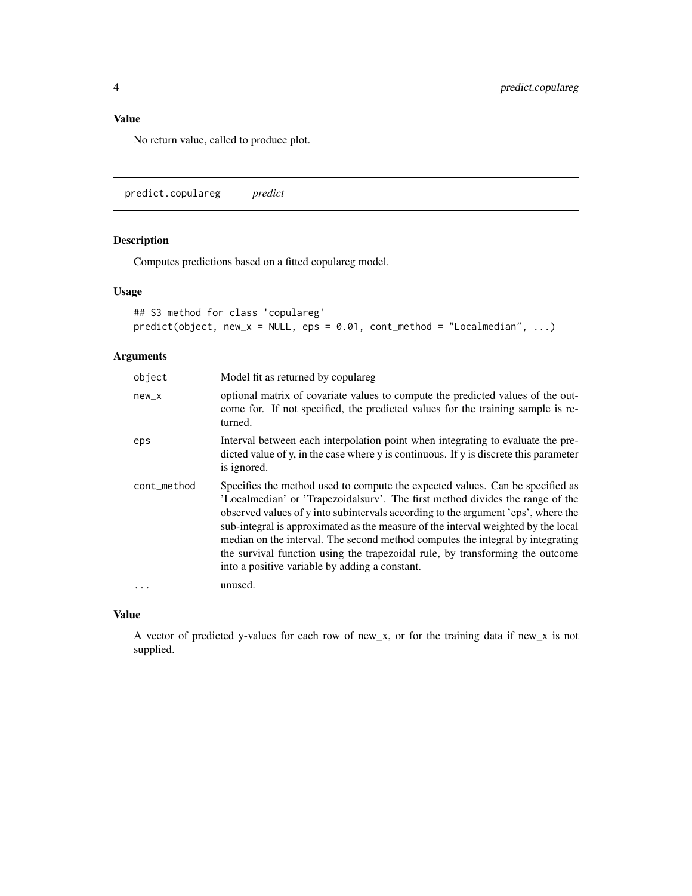## Value

No return value, called to produce plot.

---

predict.copulareg &nbsp;&nbsp;&nbsp; *predict*

---

## Description

Computes predictions based on a fitted copulareg model.

## Usage

```
## S3 method for class 'copulareg'
predict(object, new_x = NULL, eps = 0.01, cont_method = "Localmedian", ...)
```

## Arguments

| | |
|---|---|
| object | Model fit as returned by copulareg |
| new_x | optional matrix of covariate values to compute the predicted values of the outcome for. If not specified, the predicted values for the training sample is returned. |
| eps | Interval between each interpolation point when integrating to evaluate the predicted value of y, in the case where y is continuous. If y is discrete this parameter is ignored. |
| cont_method | Specifies the method used to compute the expected values. Can be specified as 'Localmedian' or 'Trapezoidalsurv'. The first method divides the range of the observed values of y into subintervals according to the argument 'eps', where the sub-integral is approximated as the measure of the interval weighted by the local median on the interval. The second method computes the integral by integrating the survival function using the trapezoidal rule, by transforming the outcome into a positive variable by adding a constant. |
| ... | unused. |

## Value

A vector of predicted y-values for each row of new_x, or for the training data if new_x is not supplied.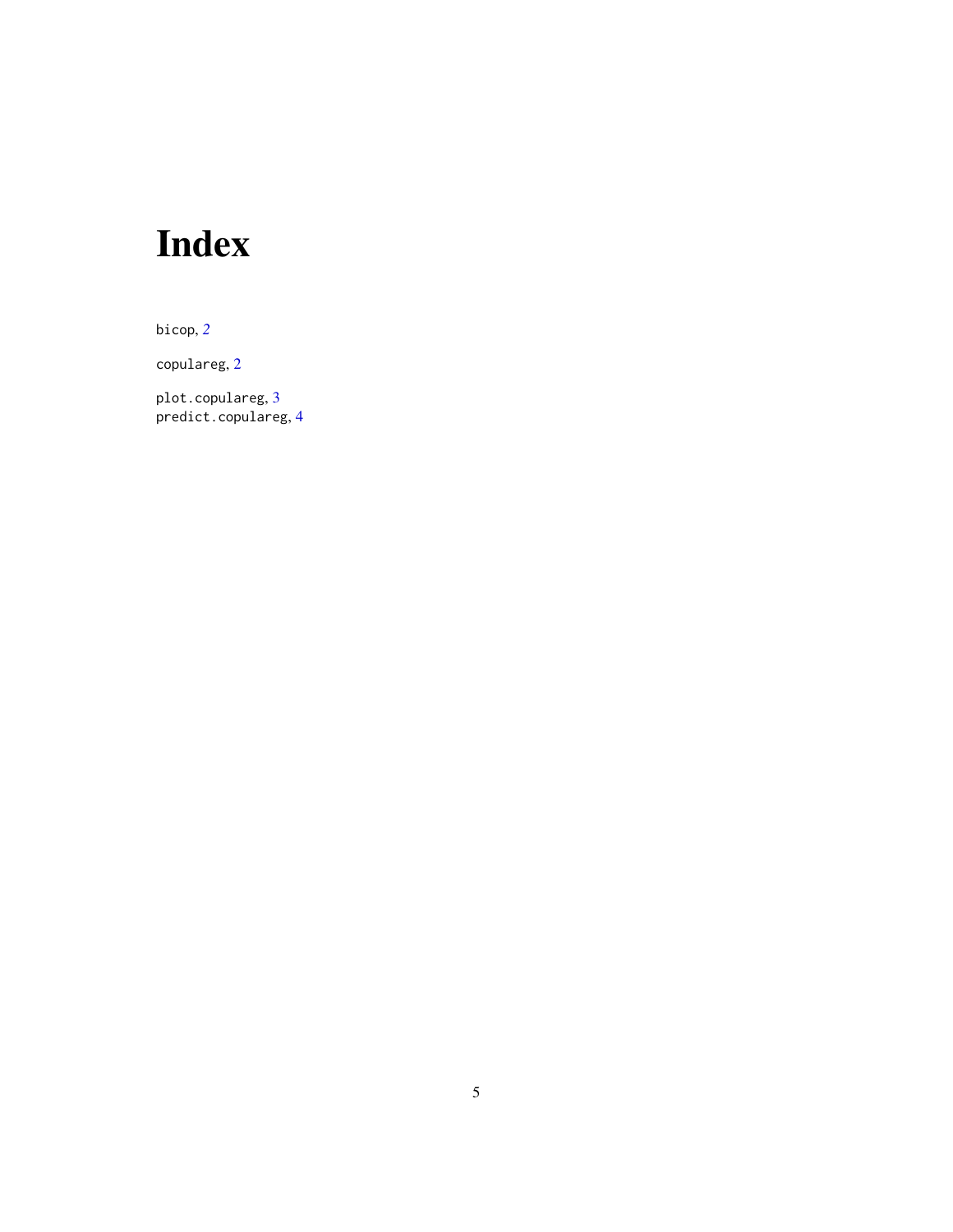# Index

bicop, *2*

copulareg, 2

plot.copulareg, 3
predict.copulareg, 4